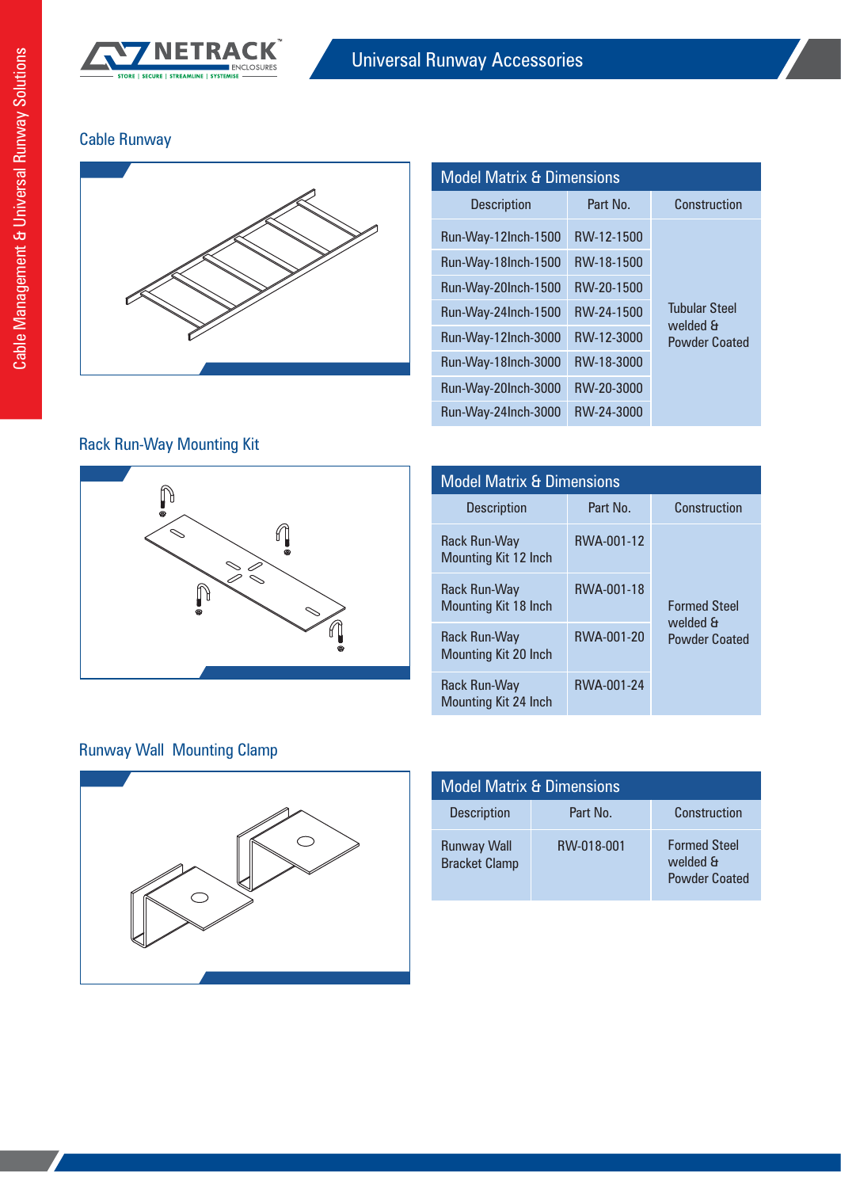# Universal Runway Accessories

## Cable Runway

**Model Matrix & Dimensions**

| Description | Part No. | Construction |
|---|---|---|
| Run-Way-12Inch-1500 | RW-12-1500 | Tubular Steel welded & Powder Coated |
| Run-Way-18Inch-1500 | RW-18-1500 | |
| Run-Way-20Inch-1500 | RW-20-1500 | |
| Run-Way-24Inch-1500 | RW-24-1500 | |
| Run-Way-12Inch-3000 | RW-12-3000 | |
| Run-Way-18Inch-3000 | RW-18-3000 | |
| Run-Way-20Inch-3000 | RW-20-3000 | |
| Run-Way-24Inch-3000 | RW-24-3000 | |

## Rack Run-Way Mounting Kit

**Model Matrix & Dimensions**

| Description | Part No. | Construction |
|---|---|---|
| Rack Run-Way Mounting Kit 12 Inch | RWA-001-12 | Formed Steel welded & Powder Coated |
| Rack Run-Way Mounting Kit 18 Inch | RWA-001-18 | |
| Rack Run-Way Mounting Kit 20 Inch | RWA-001-20 | |
| Rack Run-Way Mounting Kit 24 Inch | RWA-001-24 | |

## Runway Wall Mounting Clamp

**Model Matrix & Dimensions**

| Description | Part No. | Construction |
|---|---|---|
| Runway Wall Bracket Clamp | RW-018-001 | Formed Steel welded & Powder Coated |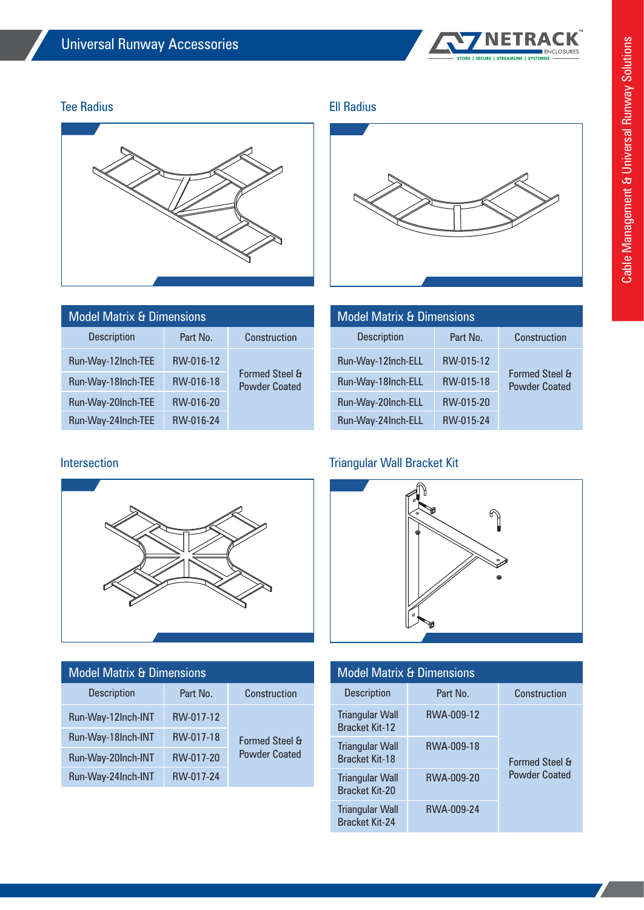# Universal Runway Accessories

## Tee Radius

**Model Matrix & Dimensions**

| Description | Part No. | Construction |
|---|---|---|
| Run-Way-12Inch-TEE | RW-016-12 | Formed Steel & Powder Coated |
| Run-Way-18Inch-TEE | RW-016-18 | |
| Run-Way-20Inch-TEE | RW-016-20 | |
| Run-Way-24Inch-TEE | RW-016-24 | |

## Ell Radius

**Model Matrix & Dimensions**

| Description | Part No. | Construction |
|---|---|---|
| Run-Way-12Inch-ELL | RW-015-12 | Formed Steel & Powder Coated |
| Run-Way-18Inch-ELL | RW-015-18 | |
| Run-Way-20Inch-ELL | RW-015-20 | |
| Run-Way-24Inch-ELL | RW-015-24 | |

## Intersection

**Model Matrix & Dimensions**

| Description | Part No. | Construction |
|---|---|---|
| Run-Way-12Inch-INT | RW-017-12 | Formed Steel & Powder Coated |
| Run-Way-18Inch-INT | RW-017-18 | |
| Run-Way-20Inch-INT | RW-017-20 | |
| Run-Way-24Inch-INT | RW-017-24 | |

## Triangular Wall Bracket Kit

**Model Matrix & Dimensions**

| Description | Part No. | Construction |
|---|---|---|
| Triangular Wall Bracket Kit-12 | RWA-009-12 | Formed Steel & Powder Coated |
| Triangular Wall Bracket Kit-18 | RWA-009-18 | |
| Triangular Wall Bracket Kit-20 | RWA-009-20 | |
| Triangular Wall Bracket Kit-24 | RWA-009-24 | |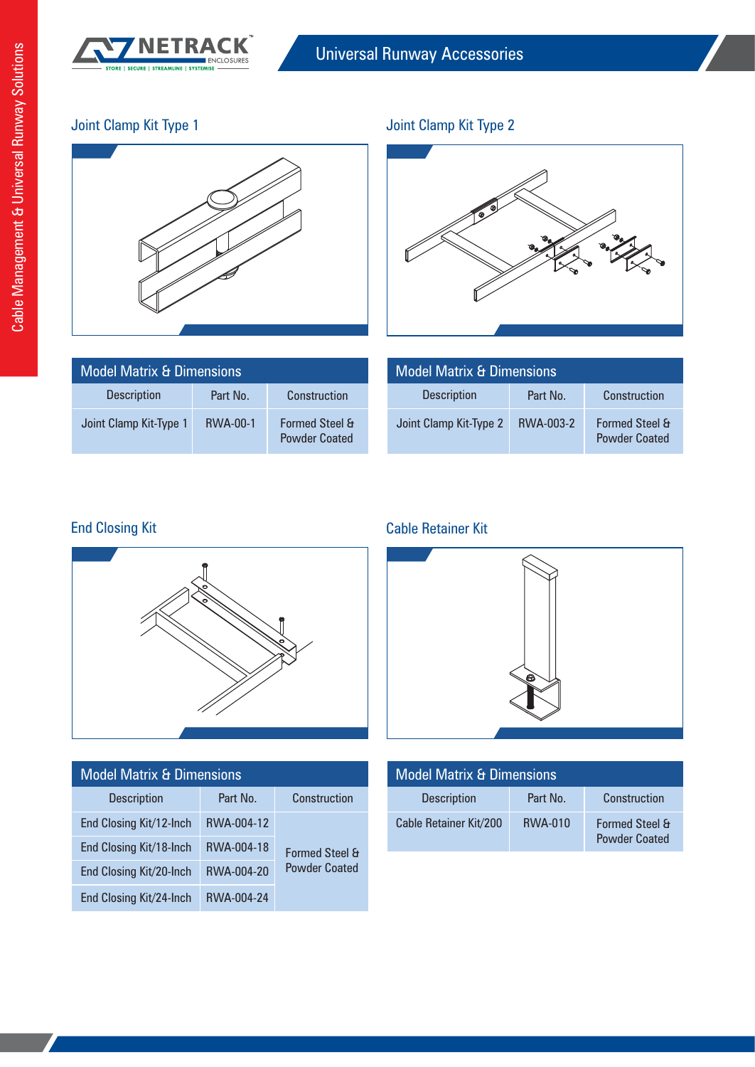## Joint Clamp Kit Type 1

| Model Matrix & Dimensions | | |
|---|---|---|
| Description | Part No. | Construction |
| Joint Clamp Kit-Type 1 | RWA-00-1 | Formed Steel & Powder Coated |

## Joint Clamp Kit Type 2

| Model Matrix & Dimensions | | |
|---|---|---|
| Description | Part No. | Construction |
| Joint Clamp Kit-Type 2 | RWA-003-2 | Formed Steel & Powder Coated |

## End Closing Kit

| Model Matrix & Dimensions | | |
|---|---|---|
| Description | Part No. | Construction |
| End Closing Kit/12-Inch | RWA-004-12 | Formed Steel & Powder Coated |
| End Closing Kit/18-Inch | RWA-004-18 | |
| End Closing Kit/20-Inch | RWA-004-20 | |
| End Closing Kit/24-Inch | RWA-004-24 | |

## Cable Retainer Kit

| Model Matrix & Dimensions | | |
|---|---|---|
| Description | Part No. | Construction |
| Cable Retainer Kit/200 | RWA-010 | Formed Steel & Powder Coated |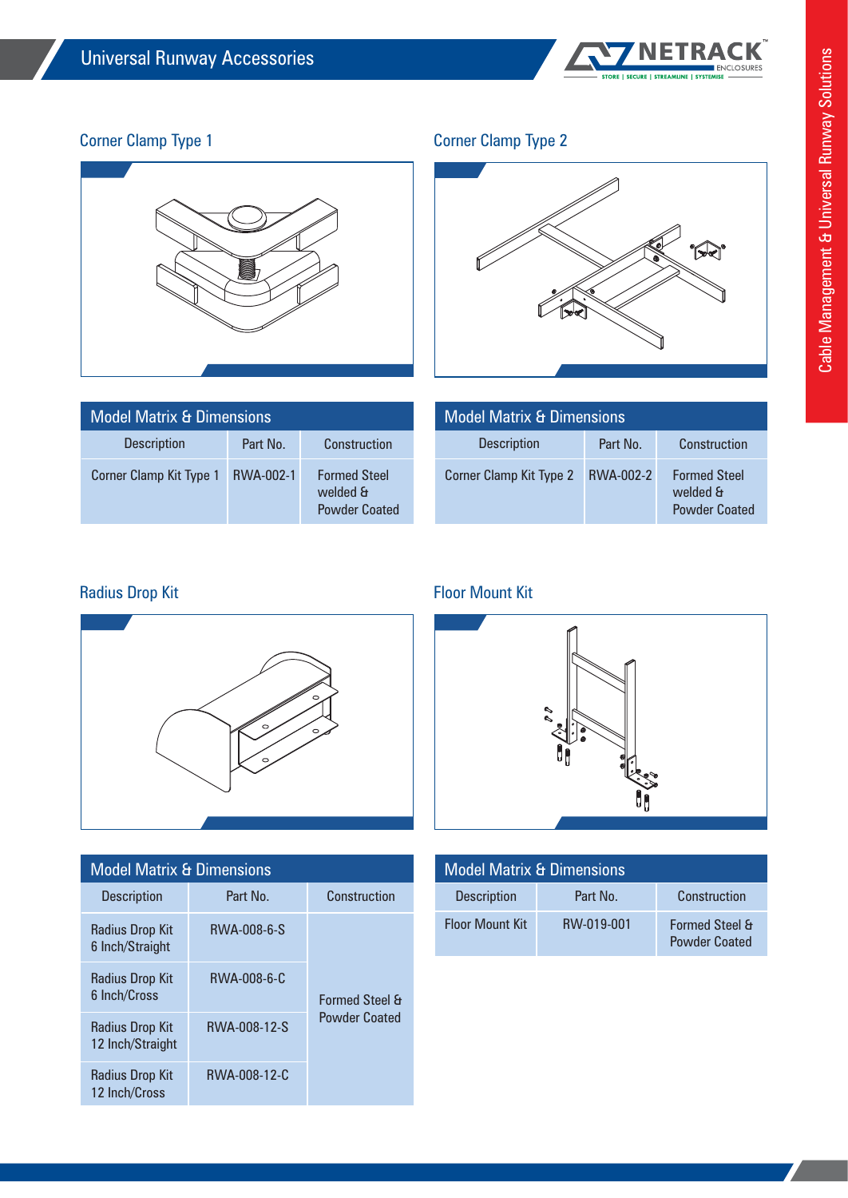# Universal Runway Accessories

## Corner Clamp Type 1

| Model Matrix & Dimensions | | |
|---|---|---|
| Description | Part No. | Construction |
| Corner Clamp Kit Type 1 | RWA-002-1 | Formed Steel welded & Powder Coated |

## Corner Clamp Type 2

| Model Matrix & Dimensions | | |
|---|---|---|
| Description | Part No. | Construction |
| Corner Clamp Kit Type 2 | RWA-002-2 | Formed Steel welded & Powder Coated |

## Radius Drop Kit

| Model Matrix & Dimensions | | |
|---|---|---|
| Description | Part No. | Construction |
| Radius Drop Kit 6 Inch/Straight | RWA-008-6-S | Formed Steel & Powder Coated |
| Radius Drop Kit 6 Inch/Cross | RWA-008-6-C | Formed Steel & Powder Coated |
| Radius Drop Kit 12 Inch/Straight | RWA-008-12-S | Formed Steel & Powder Coated |
| Radius Drop Kit 12 Inch/Cross | RWA-008-12-C | Formed Steel & Powder Coated |

## Floor Mount Kit

| Model Matrix & Dimensions | | |
|---|---|---|
| Description | Part No. | Construction |
| Floor Mount Kit | RW-019-001 | Formed Steel & Powder Coated |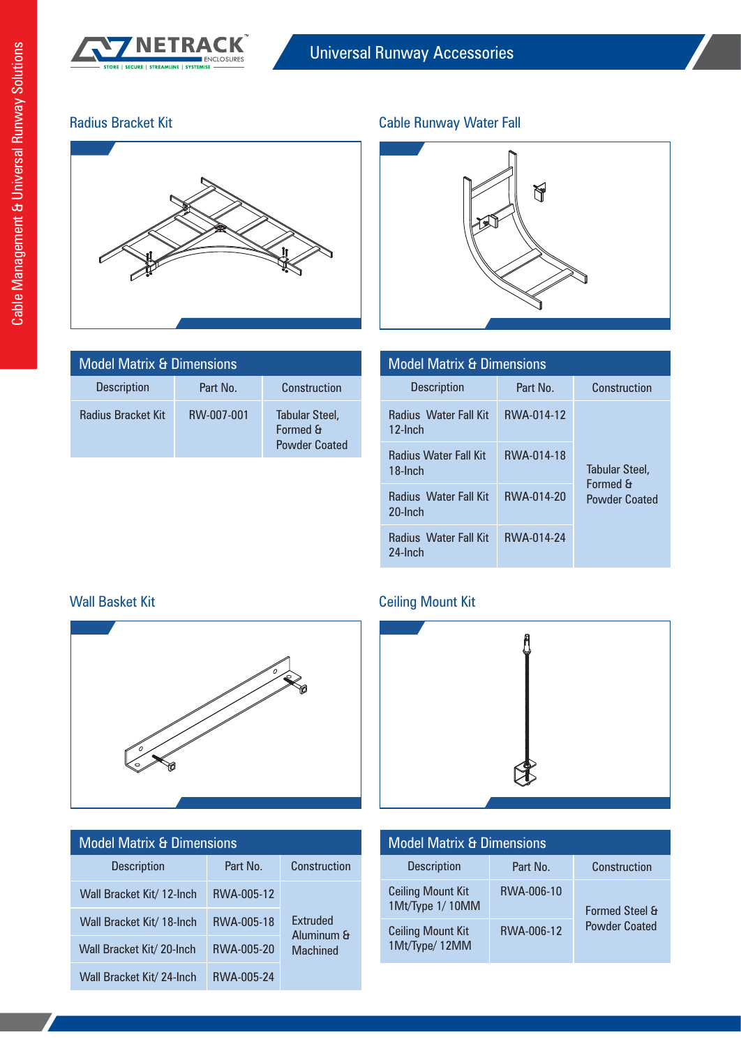## Universal Runway Accessories

### Radius Bracket Kit

**Model Matrix & Dimensions**

| Description | Part No. | Construction |
| --- | --- | --- |
| Radius Bracket Kit | RW-007-001 | Tabular Steel, Formed & Powder Coated |

### Cable Runway Water Fall

**Model Matrix & Dimensions**

| Description | Part No. | Construction |
| --- | --- | --- |
| Radius Water Fall Kit 12-Inch | RWA-014-12 | Tabular Steel, Formed & Powder Coated |
| Radius Water Fall Kit 18-Inch | RWA-014-18 | |
| Radius Water Fall Kit 20-Inch | RWA-014-20 | |
| Radius Water Fall Kit 24-Inch | RWA-014-24 | |

### Wall Basket Kit

**Model Matrix & Dimensions**

| Description | Part No. | Construction |
| --- | --- | --- |
| Wall Bracket Kit/ 12-Inch | RWA-005-12 | Extruded Aluminum & Machined |
| Wall Bracket Kit/ 18-Inch | RWA-005-18 | |
| Wall Bracket Kit/ 20-Inch | RWA-005-20 | |
| Wall Bracket Kit/ 24-Inch | RWA-005-24 | |

### Ceiling Mount Kit

**Model Matrix & Dimensions**

| Description | Part No. | Construction |
| --- | --- | --- |
| Ceiling Mount Kit 1Mt/Type 1/ 10MM | RWA-006-10 | Formed Steel & Powder Coated |
| Ceiling Mount Kit 1Mt/Type/ 12MM | RWA-006-12 | |